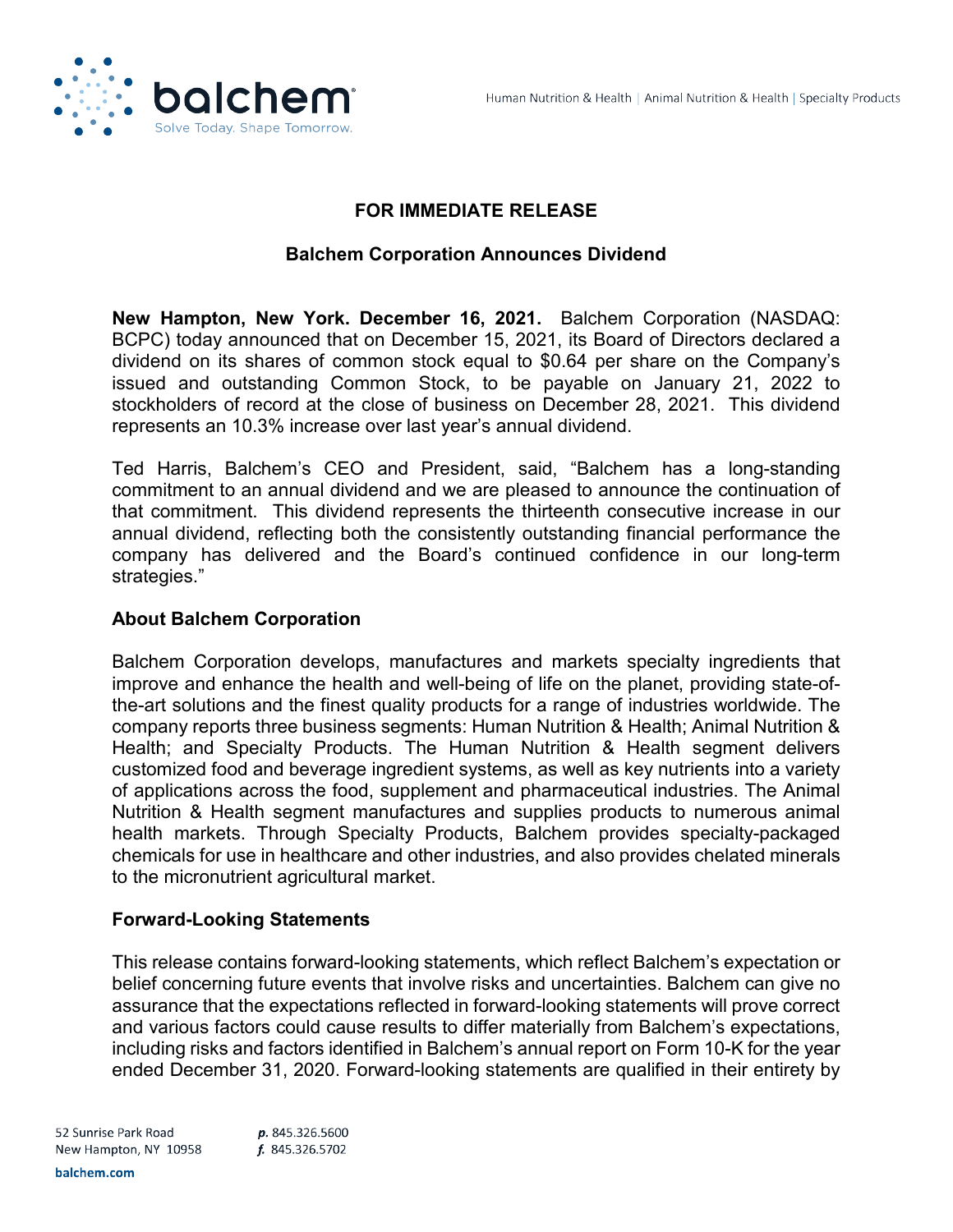balchem

Solve Today. Shape Tomorrow.

Human Nutrition & Health | Animal Nutrition & Health | Specialty Products

## FOR IMMEDIATE RELEASE

### Balchem Corporation Announces Dividend

**New Hampton, New York. December 16, 2021.** Balchem Corporation (NASDAQ: BCPC) today announced that on December 15, 2021, its Board of Directors declared a dividend on its shares of common stock equal to $0.64 per share on the Company's issued and outstanding Common Stock, to be payable on January 21, 2022 to stockholders of record at the close of business on December 28, 2021. This dividend represents an 10.3% increase over last year's annual dividend.

Ted Harris, Balchem's CEO and President, said, "Balchem has a long-standing commitment to an annual dividend and we are pleased to announce the continuation of that commitment. This dividend represents the thirteenth consecutive increase in our annual dividend, reflecting both the consistently outstanding financial performance the company has delivered and the Board's continued confidence in our long-term strategies."

### About Balchem Corporation

Balchem Corporation develops, manufactures and markets specialty ingredients that improve and enhance the health and well-being of life on the planet, providing state-of-the-art solutions and the finest quality products for a range of industries worldwide. The company reports three business segments: Human Nutrition & Health; Animal Nutrition & Health; and Specialty Products. The Human Nutrition & Health segment delivers customized food and beverage ingredient systems, as well as key nutrients into a variety of applications across the food, supplement and pharmaceutical industries. The Animal Nutrition & Health segment manufactures and supplies products to numerous animal health markets. Through Specialty Products, Balchem provides specialty-packaged chemicals for use in healthcare and other industries, and also provides chelated minerals to the micronutrient agricultural market.

### Forward-Looking Statements

This release contains forward-looking statements, which reflect Balchem's expectation or belief concerning future events that involve risks and uncertainties. Balchem can give no assurance that the expectations reflected in forward-looking statements will prove correct and various factors could cause results to differ materially from Balchem's expectations, including risks and factors identified in Balchem's annual report on Form 10-K for the year ended December 31, 2020. Forward-looking statements are qualified in their entirety by

52 Sunrise Park Road
New Hampton, NY 10958

**p.** 845.326.5600
**f.** 845.326.5702

balchem.com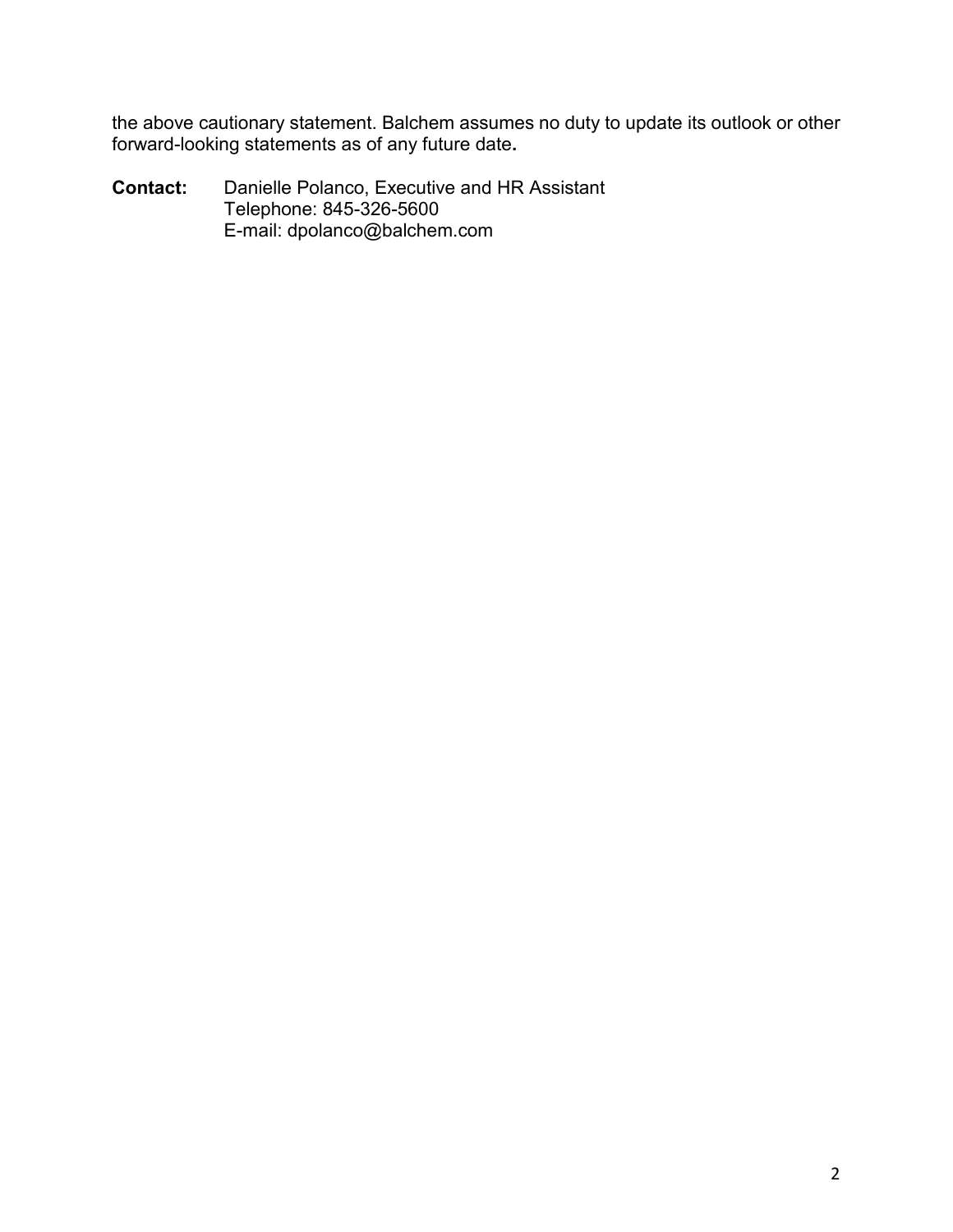the above cautionary statement. Balchem assumes no duty to update its outlook or other forward-looking statements as of any future date**.**

**Contact:** Danielle Polanco, Executive and HR Assistant
Telephone: 845-326-5600
E-mail: dpolanco@balchem.com